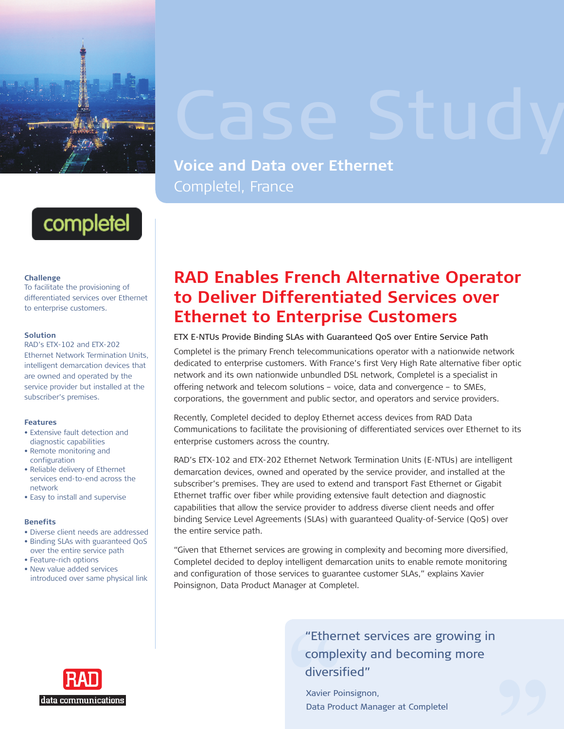# Case Study

## Voice and Data over Ethernet

Completel, France

completel

**Challenge**

To facilitate the provisioning of differentiated services over Ethernet to enterprise customers.

**Solution**

RAD's ETX-102 and ETX-202 Ethernet Network Termination Units, intelligent demarcation devices that are owned and operated by the service provider but installed at the subscriber's premises.

**Features**

- Extensive fault detection and diagnostic capabilities
- Remote monitoring and configuration
- Reliable delivery of Ethernet services end-to-end across the network
- Easy to install and supervise

**Benefits**

- Diverse client needs are addressed
- Binding SLAs with guaranteed QoS over the entire service path
- Feature-rich options
- New value added services introduced over same physical link

# RAD Enables French Alternative Operator to Deliver Differentiated Services over Ethernet to Enterprise Customers

ETX E-NTUs Provide Binding SLAs with Guaranteed QoS over Entire Service Path

Completel is the primary French telecommunications operator with a nationwide network dedicated to enterprise customers. With France's first Very High Rate alternative fiber optic network and its own nationwide unbundled DSL network, Completel is a specialist in offering network and telecom solutions – voice, data and convergence – to SMEs, corporations, the government and public sector, and operators and service providers.

Recently, Completel decided to deploy Ethernet access devices from RAD Data Communications to facilitate the provisioning of differentiated services over Ethernet to its enterprise customers across the country.

RAD's ETX-102 and ETX-202 Ethernet Network Termination Units (E-NTUs) are intelligent demarcation devices, owned and operated by the service provider, and installed at the subscriber's premises. They are used to extend and transport Fast Ethernet or Gigabit Ethernet traffic over fiber while providing extensive fault detection and diagnostic capabilities that allow the service provider to address diverse client needs and offer binding Service Level Agreements (SLAs) with guaranteed Quality-of-Service (QoS) over the entire service path.

"Given that Ethernet services are growing in complexity and becoming more diversified, Completel decided to deploy intelligent demarcation units to enable remote monitoring and configuration of those services to guarantee customer SLAs," explains Xavier Poinsignon, Data Product Manager at Completel.

> "Ethernet services are growing in complexity and becoming more diversified"
>
> Xavier Poinsignon,
> Data Product Manager at Completel

RAD data communications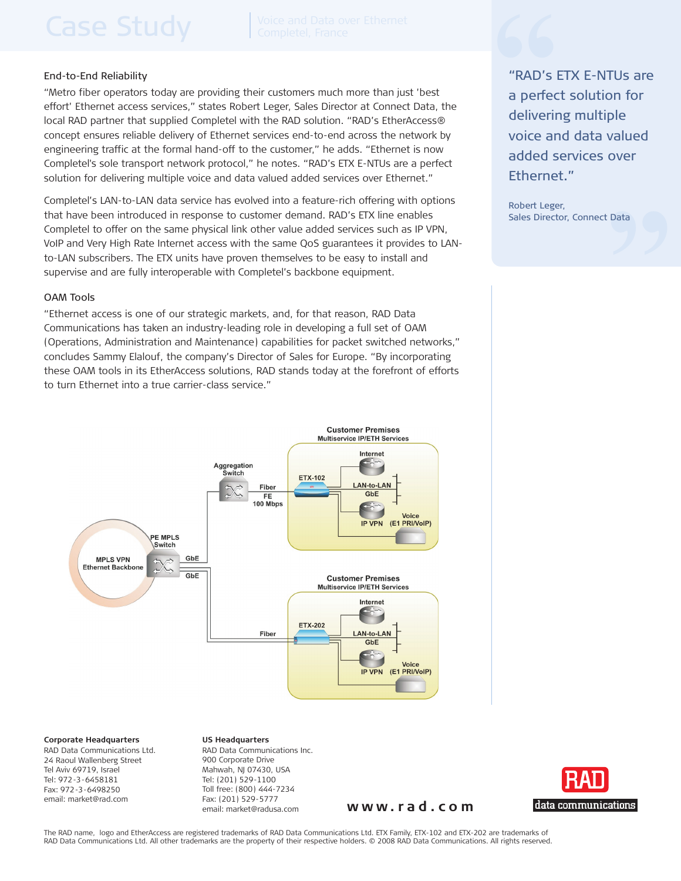## End-to-End Reliability

"Metro fiber operators today are providing their customers much more than just 'best effort' Ethernet access services," states Robert Leger, Sales Director at Connect Data, the local RAD partner that supplied Completel with the RAD solution. "RAD's EtherAccess® concept ensures reliable delivery of Ethernet services end-to-end across the network by engineering traffic at the formal hand-off to the customer," he adds. "Ethernet is now Completel's sole transport network protocol," he notes. "RAD's ETX E-NTUs are a perfect solution for delivering multiple voice and data valued added services over Ethernet."

Completel's LAN-to-LAN data service has evolved into a feature-rich offering with options that have been introduced in response to customer demand. RAD's ETX line enables Completel to offer on the same physical link other value added services such as IP VPN, VoIP and Very High Rate Internet access with the same QoS guarantees it provides to LAN-to-LAN subscribers. The ETX units have proven themselves to be easy to install and supervise and are fully interoperable with Completel's backbone equipment.

## OAM Tools

"Ethernet access is one of our strategic markets, and, for that reason, RAD Data Communications has taken an industry-leading role in developing a full set of OAM (Operations, Administration and Maintenance) capabilities for packet switched networks," concludes Sammy Elalouf, the company's Director of Sales for Europe. "By incorporating these OAM tools in its EtherAccess solutions, RAD stands today at the forefront of efforts to turn Ethernet into a true carrier-class service."

> "RAD's ETX E-NTUs are a perfect solution for delivering multiple voice and data valued added services over Ethernet."
>
> Robert Leger,
> Sales Director, Connect Data

Customer Premises
Multiservice IP/ETH Services
Aggregation Switch
ETX-102
Fiber
FE
100 Mbps
Internet
LAN-to-LAN
GbE
Voice
IP VPN
(E1 PRI/VoIP)
PE MPLS Switch
MPLS VPN
Ethernet Backbone
GbE
GbE
Customer Premises
Multiservice IP/ETH Services
ETX-202
Fiber
Internet
LAN-to-LAN
GbE
Voice
IP VPN
(E1 PRI/VoIP)

**Corporate Headquarters**
RAD Data Communications Ltd.
24 Raoul Wallenberg Street
Tel Aviv 69719, Israel
Tel: 972-3-6458181
Fax: 972-3-6498250
email: market@rad.com

**US Headquarters**
RAD Data Communications Inc.
900 Corporate Drive
Mahwah, NJ 07430, USA
Tel: (201) 529-1100
Toll free: (800) 444-7234
Fax: (201) 529-5777
email: market@radusa.com

www.rad.com

RAD data communications

The RAD name, logo and EtherAccess are registered trademarks of RAD Data Communications Ltd. ETX Family, ETX-102 and ETX-202 are trademarks of RAD Data Communications Ltd. All other trademarks are the property of their respective holders. © 2008 RAD Data Communications. All rights reserved.